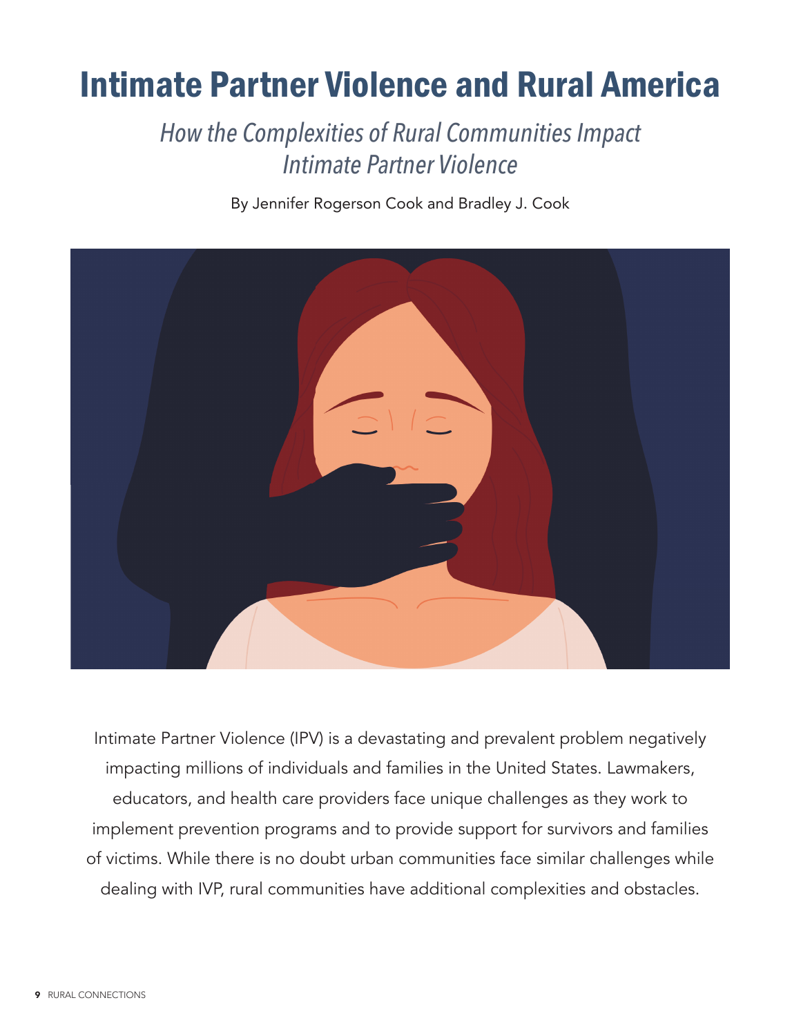# Intimate Partner Violence and Rural America

## *How the Complexities of Rural Communities Impact Intimate Partner Violence*

By Jennifer Rogerson Cook and Bradley J. Cook

Intimate Partner Violence (IPV) is a devastating and prevalent problem negatively impacting millions of individuals and families in the United States. Lawmakers, educators, and health care providers face unique challenges as they work to implement prevention programs and to provide support for survivors and families of victims. While there is no doubt urban communities face similar challenges while dealing with IVP, rural communities have additional complexities and obstacles.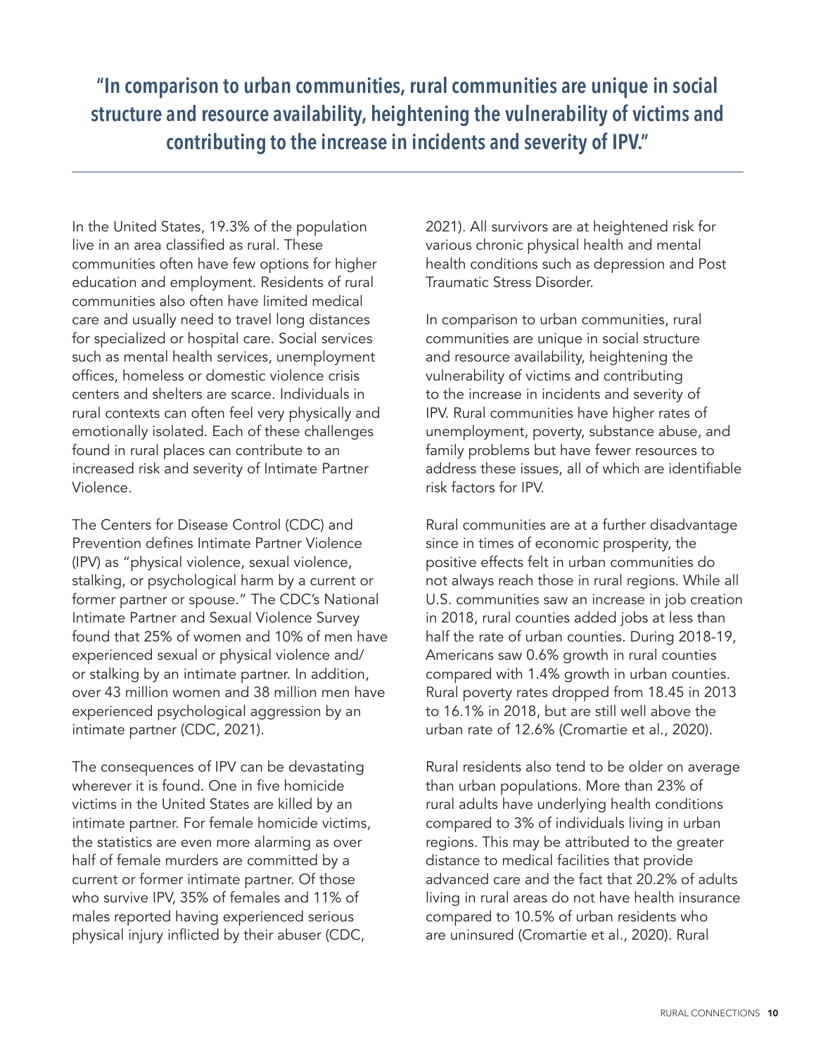**"In comparison to urban communities, rural communities are unique in social structure and resource availability, heightening the vulnerability of victims and contributing to the increase in incidents and severity of IPV."**

---

In the United States, 19.3% of the population live in an area classified as rural. These communities often have few options for higher education and employment. Residents of rural communities also often have limited medical care and usually need to travel long distances for specialized or hospital care. Social services such as mental health services, unemployment offices, homeless or domestic violence crisis centers and shelters are scarce. Individuals in rural contexts can often feel very physically and emotionally isolated. Each of these challenges found in rural places can contribute to an increased risk and severity of Intimate Partner Violence.

The Centers for Disease Control (CDC) and Prevention defines Intimate Partner Violence (IPV) as "physical violence, sexual violence, stalking, or psychological harm by a current or former partner or spouse." The CDC's National Intimate Partner and Sexual Violence Survey found that 25% of women and 10% of men have experienced sexual or physical violence and/or stalking by an intimate partner. In addition, over 43 million women and 38 million men have experienced psychological aggression by an intimate partner (CDC, 2021).

The consequences of IPV can be devastating wherever it is found. One in five homicide victims in the United States are killed by an intimate partner. For female homicide victims, the statistics are even more alarming as over half of female murders are committed by a current or former intimate partner. Of those who survive IPV, 35% of females and 11% of males reported having experienced serious physical injury inflicted by their abuser (CDC, 2021). All survivors are at heightened risk for various chronic physical health and mental health conditions such as depression and Post Traumatic Stress Disorder.

In comparison to urban communities, rural communities are unique in social structure and resource availability, heightening the vulnerability of victims and contributing to the increase in incidents and severity of IPV. Rural communities have higher rates of unemployment, poverty, substance abuse, and family problems but have fewer resources to address these issues, all of which are identifiable risk factors for IPV.

Rural communities are at a further disadvantage since in times of economic prosperity, the positive effects felt in urban communities do not always reach those in rural regions. While all U.S. communities saw an increase in job creation in 2018, rural counties added jobs at less than half the rate of urban counties. During 2018-19, Americans saw 0.6% growth in rural counties compared with 1.4% growth in urban counties. Rural poverty rates dropped from 18.45 in 2013 to 16.1% in 2018, but are still well above the urban rate of 12.6% (Cromartie et al., 2020).

Rural residents also tend to be older on average than urban populations. More than 23% of rural adults have underlying health conditions compared to 3% of individuals living in urban regions. This may be attributed to the greater distance to medical facilities that provide advanced care and the fact that 20.2% of adults living in rural areas do not have health insurance compared to 10.5% of urban residents who are uninsured (Cromartie et al., 2020). Rural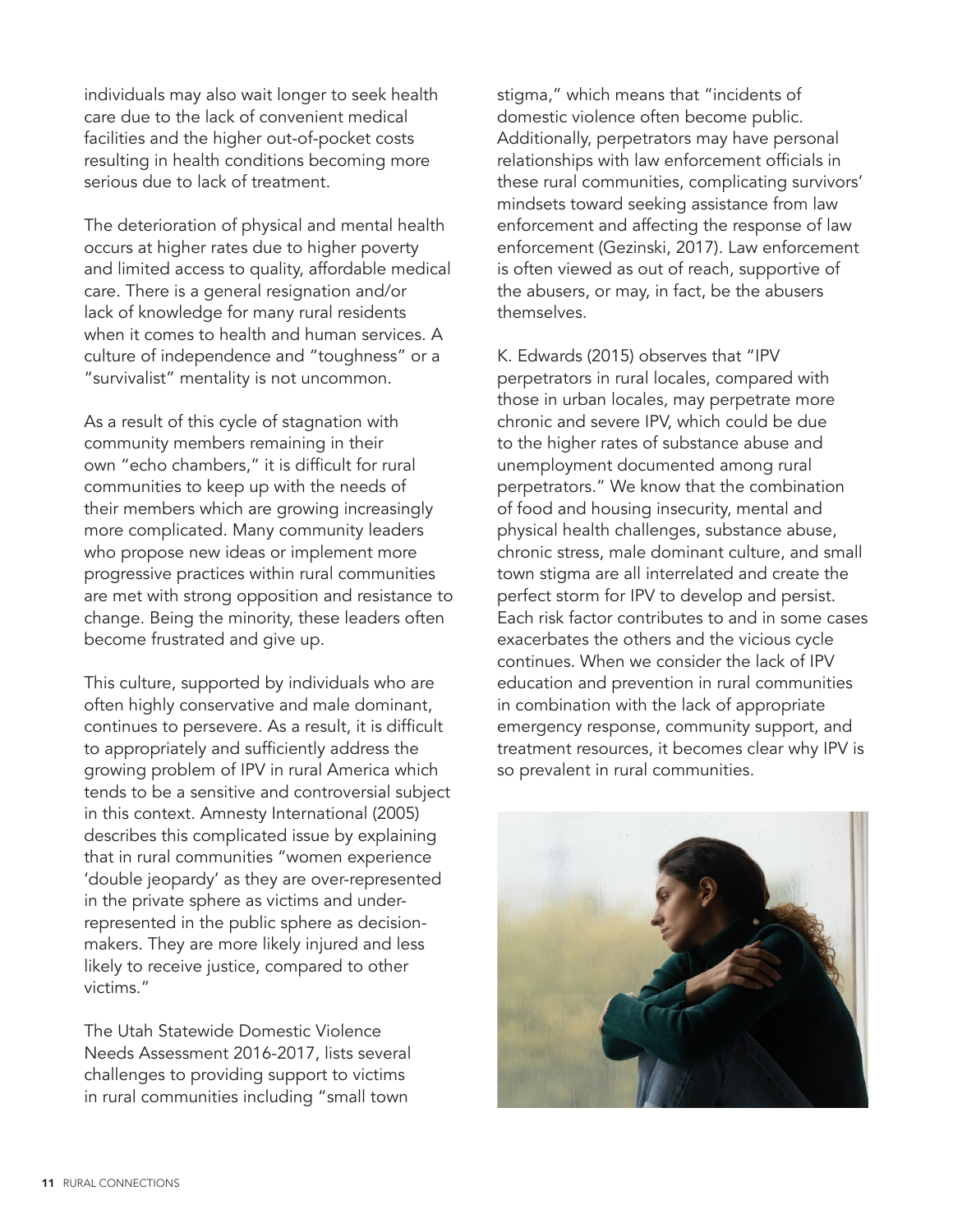individuals may also wait longer to seek health care due to the lack of convenient medical facilities and the higher out-of-pocket costs resulting in health conditions becoming more serious due to lack of treatment.

The deterioration of physical and mental health occurs at higher rates due to higher poverty and limited access to quality, affordable medical care. There is a general resignation and/or lack of knowledge for many rural residents when it comes to health and human services. A culture of independence and "toughness" or a "survivalist" mentality is not uncommon.

As a result of this cycle of stagnation with community members remaining in their own "echo chambers," it is difficult for rural communities to keep up with the needs of their members which are growing increasingly more complicated. Many community leaders who propose new ideas or implement more progressive practices within rural communities are met with strong opposition and resistance to change. Being the minority, these leaders often become frustrated and give up.

This culture, supported by individuals who are often highly conservative and male dominant, continues to persevere. As a result, it is difficult to appropriately and sufficiently address the growing problem of IPV in rural America which tends to be a sensitive and controversial subject in this context. Amnesty International (2005) describes this complicated issue by explaining that in rural communities "women experience 'double jeopardy' as they are over-represented in the private sphere as victims and under-represented in the public sphere as decision-makers. They are more likely injured and less likely to receive justice, compared to other victims."

The Utah Statewide Domestic Violence Needs Assessment 2016-2017, lists several challenges to providing support to victims in rural communities including "small town stigma," which means that "incidents of domestic violence often become public. Additionally, perpetrators may have personal relationships with law enforcement officials in these rural communities, complicating survivors' mindsets toward seeking assistance from law enforcement and affecting the response of law enforcement (Gezinski, 2017). Law enforcement is often viewed as out of reach, supportive of the abusers, or may, in fact, be the abusers themselves.

K. Edwards (2015) observes that "IPV perpetrators in rural locales, compared with those in urban locales, may perpetrate more chronic and severe IPV, which could be due to the higher rates of substance abuse and unemployment documented among rural perpetrators." We know that the combination of food and housing insecurity, mental and physical health challenges, substance abuse, chronic stress, male dominant culture, and small town stigma are all interrelated and create the perfect storm for IPV to develop and persist. Each risk factor contributes to and in some cases exacerbates the others and the vicious cycle continues. When we consider the lack of IPV education and prevention in rural communities in combination with the lack of appropriate emergency response, community support, and treatment resources, it becomes clear why IPV is so prevalent in rural communities.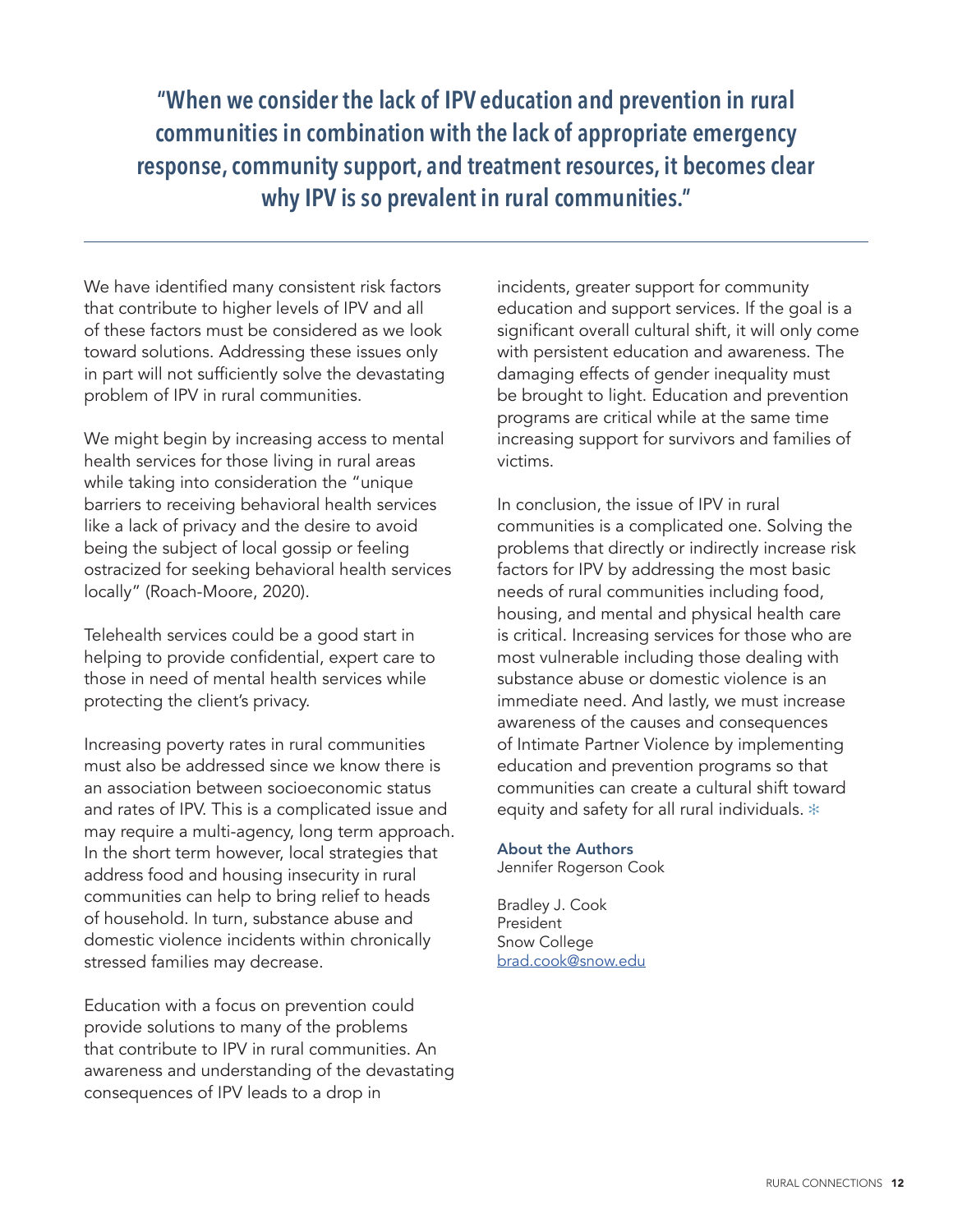> **"When we consider the lack of IPV education and prevention in rural communities in combination with the lack of appropriate emergency response, community support, and treatment resources, it becomes clear why IPV is so prevalent in rural communities."**

---

We have identified many consistent risk factors that contribute to higher levels of IPV and all of these factors must be considered as we look toward solutions. Addressing these issues only in part will not sufficiently solve the devastating problem of IPV in rural communities.

We might begin by increasing access to mental health services for those living in rural areas while taking into consideration the "unique barriers to receiving behavioral health services like a lack of privacy and the desire to avoid being the subject of local gossip or feeling ostracized for seeking behavioral health services locally" (Roach-Moore, 2020).

Telehealth services could be a good start in helping to provide confidential, expert care to those in need of mental health services while protecting the client's privacy.

Increasing poverty rates in rural communities must also be addressed since we know there is an association between socioeconomic status and rates of IPV. This is a complicated issue and may require a multi-agency, long term approach. In the short term however, local strategies that address food and housing insecurity in rural communities can help to bring relief to heads of household. In turn, substance abuse and domestic violence incidents within chronically stressed families may decrease.

Education with a focus on prevention could provide solutions to many of the problems that contribute to IPV in rural communities. An awareness and understanding of the devastating consequences of IPV leads to a drop in incidents, greater support for community education and support services. If the goal is a significant overall cultural shift, it will only come with persistent education and awareness. The damaging effects of gender inequality must be brought to light. Education and prevention programs are critical while at the same time increasing support for survivors and families of victims.

In conclusion, the issue of IPV in rural communities is a complicated one. Solving the problems that directly or indirectly increase risk factors for IPV by addressing the most basic needs of rural communities including food, housing, and mental and physical health care is critical. Increasing services for those who are most vulnerable including those dealing with substance abuse or domestic violence is an immediate need. And lastly, we must increase awareness of the causes and consequences of Intimate Partner Violence by implementing education and prevention programs so that communities can create a cultural shift toward equity and safety for all rural individuals. ❄

**About the Authors**

Jennifer Rogerson Cook

Bradley J. Cook
President
Snow College
brad.cook@snow.edu